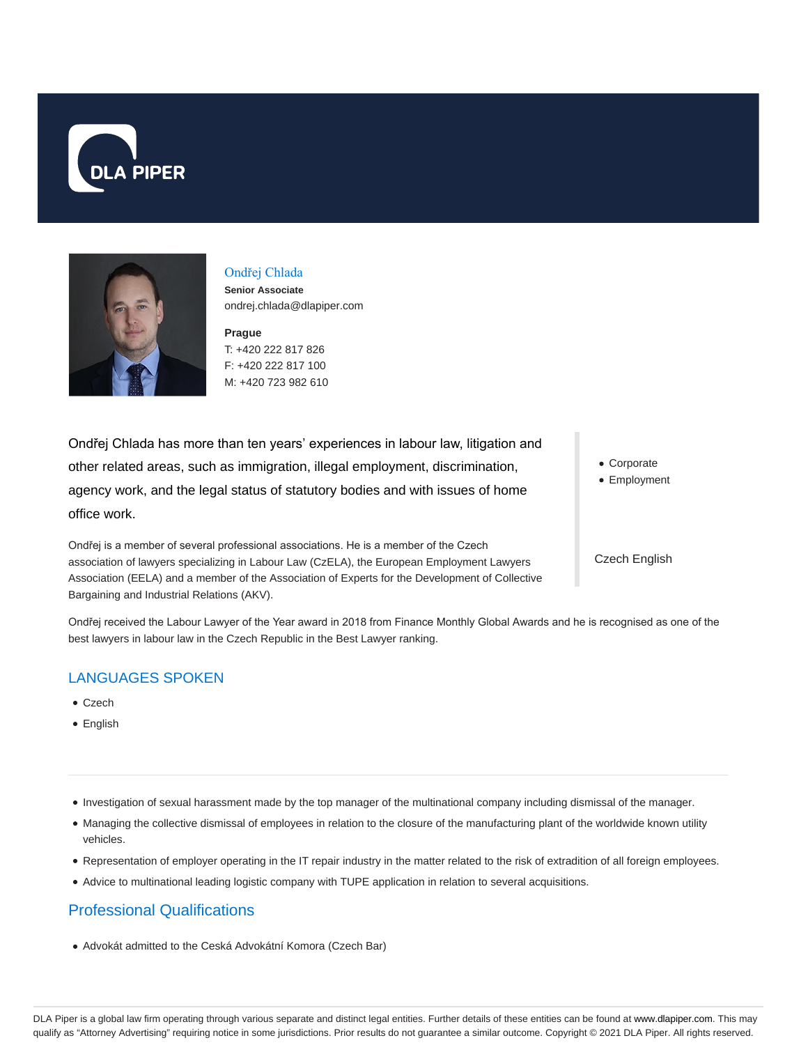DLA PIPER

# Ondřej Chlada

**Senior Associate**
ondrej.chlada@dlapiper.com

**Prague**
T: +420 222 817 826
F: +420 222 817 100
M: +420 723 982 610

Ondřej Chlada has more than ten years' experiences in labour law, litigation and other related areas, such as immigration, illegal employment, discrimination, agency work, and the legal status of statutory bodies and with issues of home office work.

Ondřej is a member of several professional associations. He is a member of the Czech association of lawyers specializing in Labour Law (CzELA), the European Employment Lawyers Association (EELA) and a member of the Association of Experts for the Development of Collective Bargaining and Industrial Relations (AKV).

- Corporate
- Employment

Czech English

Ondřej received the Labour Lawyer of the Year award in 2018 from Finance Monthly Global Awards and he is recognised as one of the best lawyers in labour law in the Czech Republic in the Best Lawyer ranking.

## LANGUAGES SPOKEN

- Czech
- English

---

- Investigation of sexual harassment made by the top manager of the multinational company including dismissal of the manager.
- Managing the collective dismissal of employees in relation to the closure of the manufacturing plant of the worldwide known utility vehicles.
- Representation of employer operating in the IT repair industry in the matter related to the risk of extradition of all foreign employees.
- Advice to multinational leading logistic company with TUPE application in relation to several acquisitions.

## Professional Qualifications

- Advokát admitted to the Ceská Advokátní Komora (Czech Bar)

DLA Piper is a global law firm operating through various separate and distinct legal entities. Further details of these entities can be found at www.dlapiper.com. This may qualify as "Attorney Advertising" requiring notice in some jurisdictions. Prior results do not guarantee a similar outcome. Copyright © 2021 DLA Piper. All rights reserved.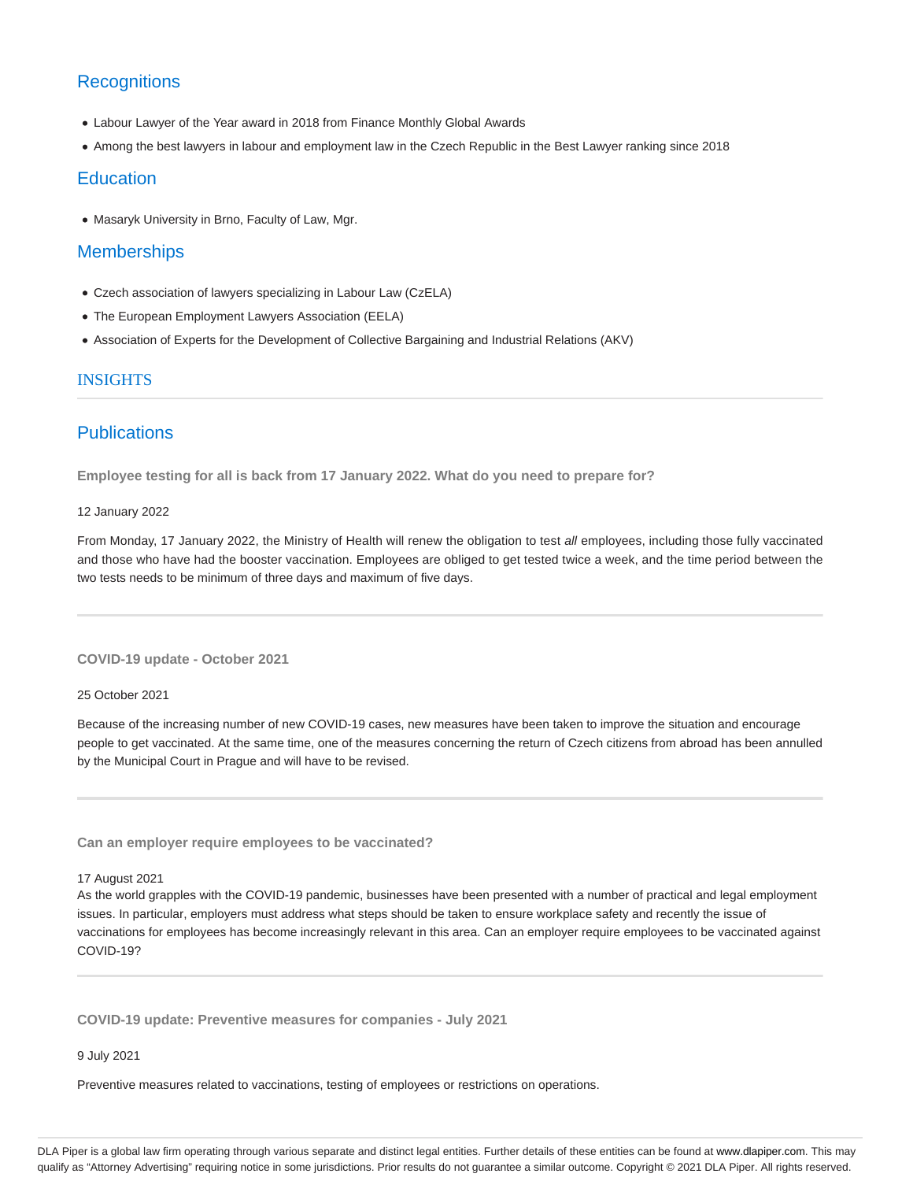## Recognitions

- Labour Lawyer of the Year award in 2018 from Finance Monthly Global Awards
- Among the best lawyers in labour and employment law in the Czech Republic in the Best Lawyer ranking since 2018

## Education

- Masaryk University in Brno, Faculty of Law, Mgr.

## Memberships

- Czech association of lawyers specializing in Labour Law (CzELA)
- The European Employment Lawyers Association (EELA)
- Association of Experts for the Development of Collective Bargaining and Industrial Relations (AKV)

## INSIGHTS

## Publications

**Employee testing for all is back from 17 January 2022. What do you need to prepare for?**

12 January 2022

From Monday, 17 January 2022, the Ministry of Health will renew the obligation to test *all* employees, including those fully vaccinated and those who have had the booster vaccination. Employees are obliged to get tested twice a week, and the time period between the two tests needs to be minimum of three days and maximum of five days.

**COVID-19 update - October 2021**

25 October 2021

Because of the increasing number of new COVID-19 cases, new measures have been taken to improve the situation and encourage people to get vaccinated. At the same time, one of the measures concerning the return of Czech citizens from abroad has been annulled by the Municipal Court in Prague and will have to be revised.

**Can an employer require employees to be vaccinated?**

17 August 2021

As the world grapples with the COVID-19 pandemic, businesses have been presented with a number of practical and legal employment issues. In particular, employers must address what steps should be taken to ensure workplace safety and recently the issue of vaccinations for employees has become increasingly relevant in this area. Can an employer require employees to be vaccinated against COVID-19?

**COVID-19 update: Preventive measures for companies - July 2021**

9 July 2021

Preventive measures related to vaccinations, testing of employees or restrictions on operations.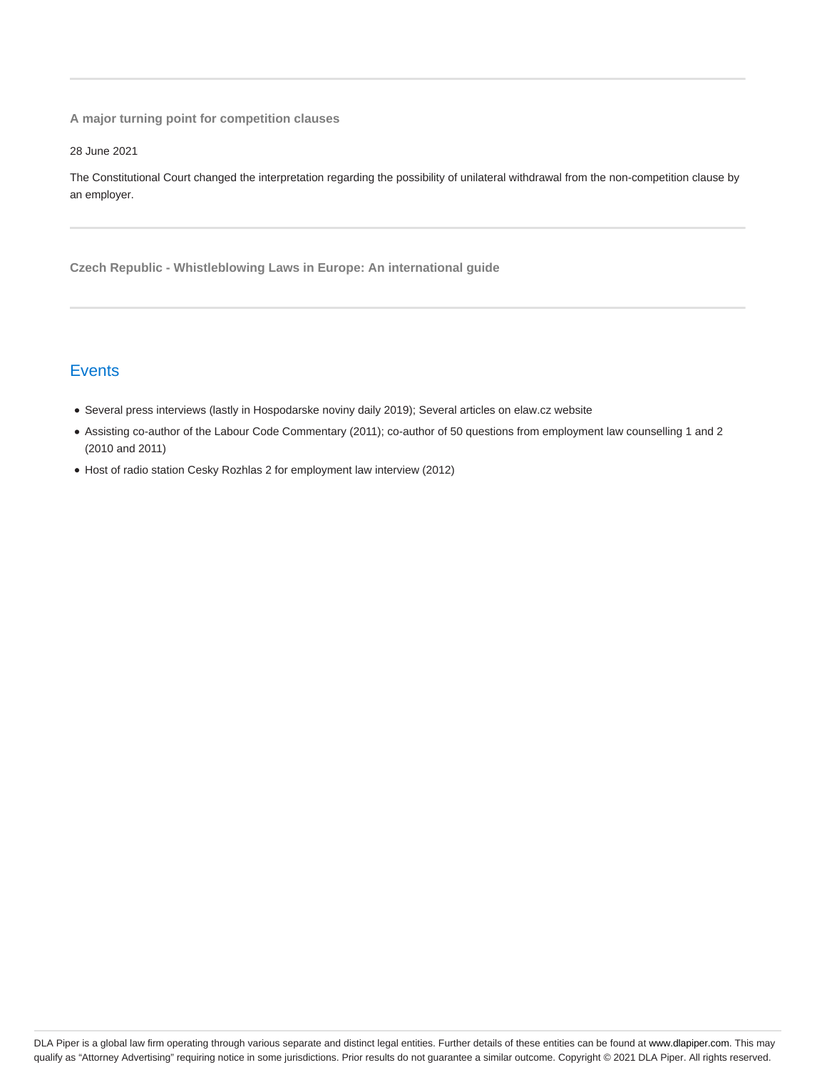**A major turning point for competition clauses**

28 June 2021

The Constitutional Court changed the interpretation regarding the possibility of unilateral withdrawal from the non-competition clause by an employer.

---

**Czech Republic - Whistleblowing Laws in Europe: An international guide**

---

## Events

- Several press interviews (lastly in Hospodarske noviny daily 2019); Several articles on elaw.cz website
- Assisting co-author of the Labour Code Commentary (2011); co-author of 50 questions from employment law counselling 1 and 2 (2010 and 2011)
- Host of radio station Cesky Rozhlas 2 for employment law interview (2012)

DLA Piper is a global law firm operating through various separate and distinct legal entities. Further details of these entities can be found at www.dlapiper.com. This may qualify as "Attorney Advertising" requiring notice in some jurisdictions. Prior results do not guarantee a similar outcome. Copyright © 2021 DLA Piper. All rights reserved.